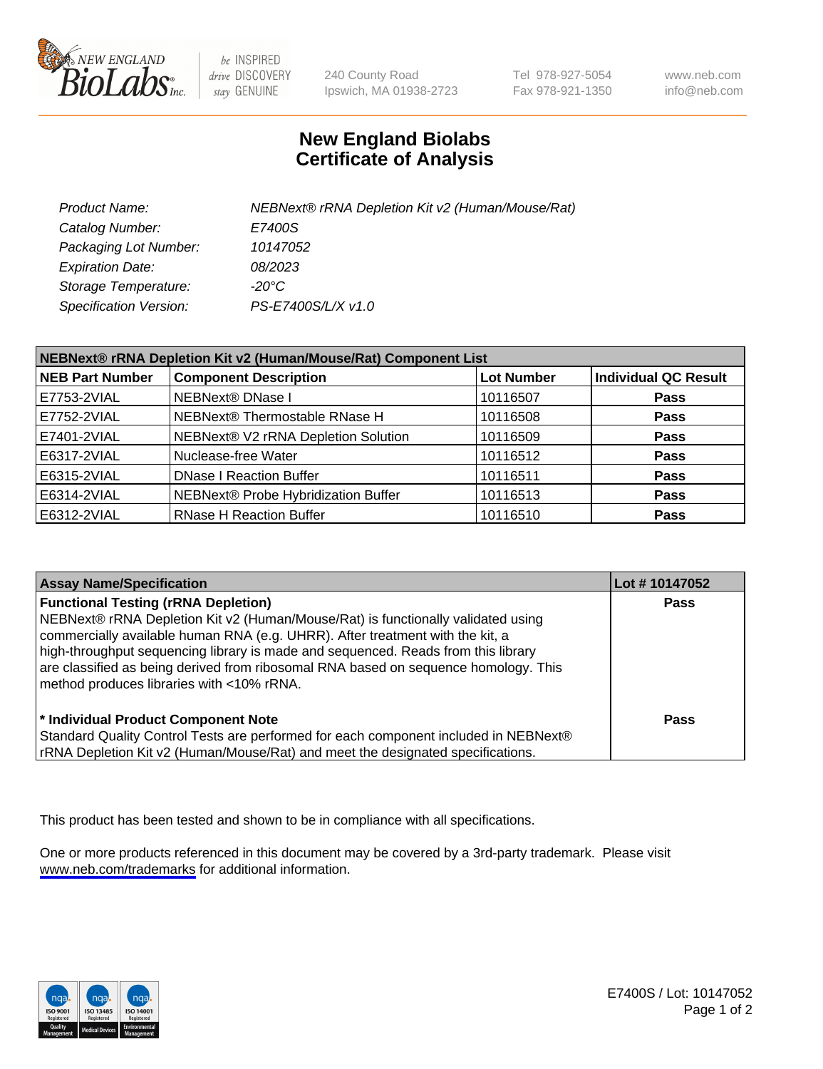# New England Biolabs
## Certificate of Analysis

| | |
|---|---|
| *Product Name:* | *NEBNext® rRNA Depletion Kit v2 (Human/Mouse/Rat)* |
| *Catalog Number:* | *E7400S* |
| *Packaging Lot Number:* | *10147052* |
| *Expiration Date:* | *08/2023* |
| *Storage Temperature:* | *-20°C* |
| *Specification Version:* | *PS-E7400S/L/X v1.0* |

**NEBNext® rRNA Depletion Kit v2 (Human/Mouse/Rat) Component List**

| NEB Part Number | Component Description | Lot Number | Individual QC Result |
|---|---|---|---|
| E7753-2VIAL | NEBNext® DNase I | 10116507 | Pass |
| E7752-2VIAL | NEBNext® Thermostable RNase H | 10116508 | Pass |
| E7401-2VIAL | NEBNext® V2 rRNA Depletion Solution | 10116509 | Pass |
| E6317-2VIAL | Nuclease-free Water | 10116512 | Pass |
| E6315-2VIAL | DNase I Reaction Buffer | 10116511 | Pass |
| E6314-2VIAL | NEBNext® Probe Hybridization Buffer | 10116513 | Pass |
| E6312-2VIAL | RNase H Reaction Buffer | 10116510 | Pass |

| Assay Name/Specification | Lot # 10147052 |
|---|---|
| **Functional Testing (rRNA Depletion)** NEBNext® rRNA Depletion Kit v2 (Human/Mouse/Rat) is functionally validated using commercially available human RNA (e.g. UHRR). After treatment with the kit, a high-throughput sequencing library is made and sequenced. Reads from this library are classified as being derived from ribosomal RNA based on sequence homology. This method produces libraries with <10% rRNA. | Pass |
| **\* Individual Product Component Note** Standard Quality Control Tests are performed for each component included in NEBNext® rRNA Depletion Kit v2 (Human/Mouse/Rat) and meet the designated specifications. | Pass |

This product has been tested and shown to be in compliance with all specifications.

One or more products referenced in this document may be covered by a 3rd-party trademark. Please visit www.neb.com/trademarks for additional information.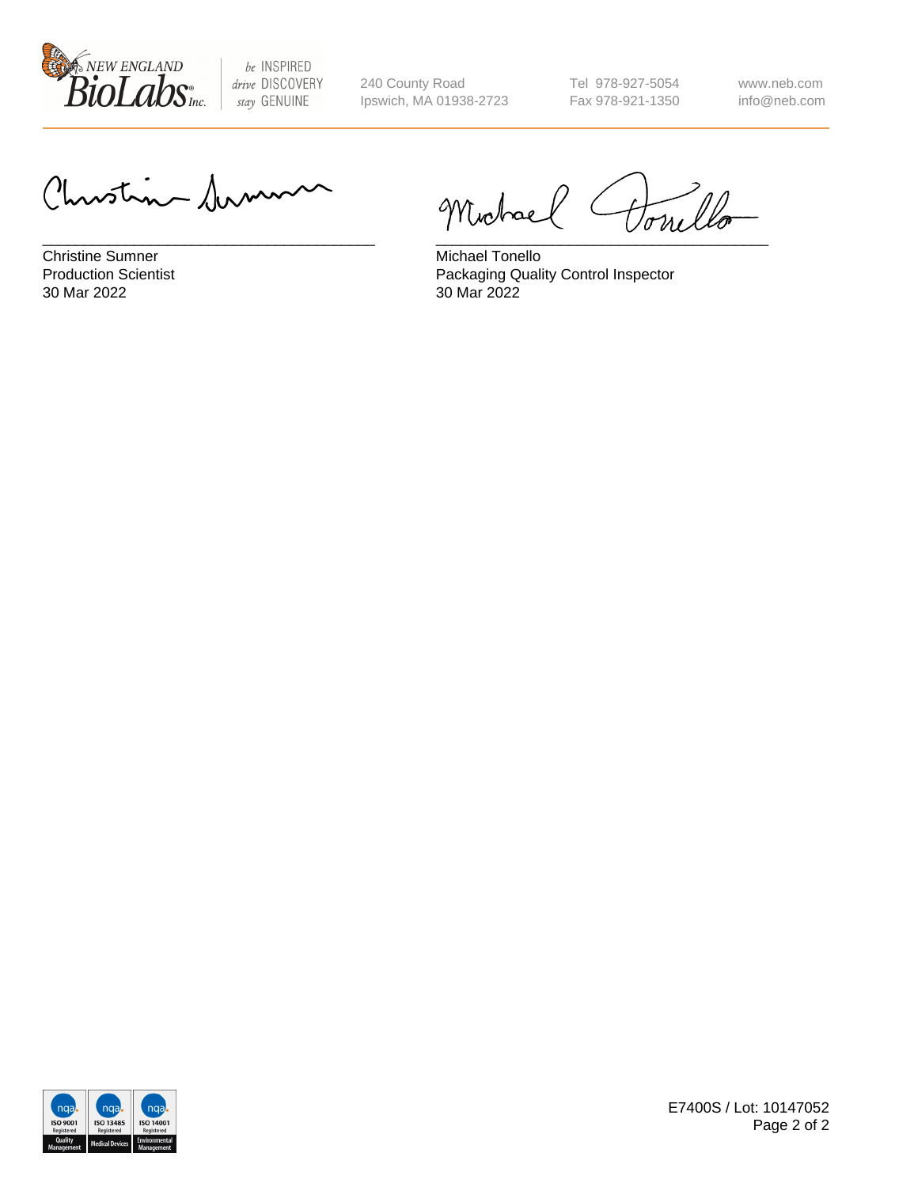240 County Road
Ipswich, MA 01938-2723

Tel 978-927-5054
Fax 978-921-1350

www.neb.com
info@neb.com

Christine Sumner
Production Scientist
30 Mar 2022

Michael Tonello
Packaging Quality Control Inspector
30 Mar 2022

E7400S / Lot: 10147052